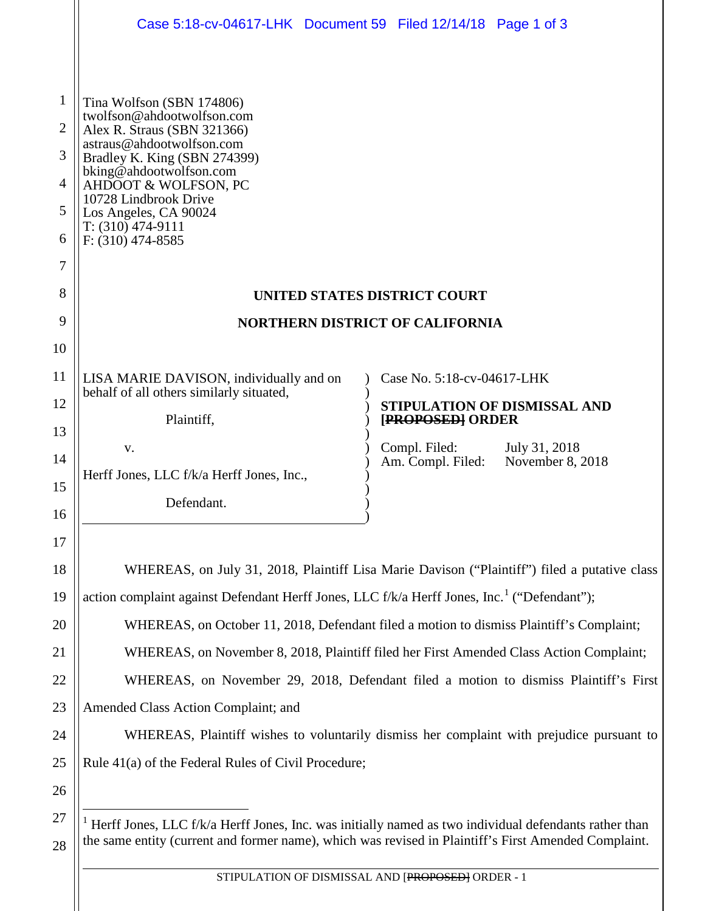Tina Wolfson (SBN 174806)
twolfson@ahdootwolfson.com
Alex R. Straus (SBN 321366)
astraus@ahdootwolfson.com
Bradley K. King (SBN 274399)
bking@ahdootwolfson.com
AHDOOT & WOLFSON, PC
10728 Lindbrook Drive
Los Angeles, CA 90024
T: (310) 474-9111
F: (310) 474-8585

**UNITED STATES DISTRICT COURT**

**NORTHERN DISTRICT OF CALIFORNIA**

| | |
|---|---|
| LISA MARIE DAVISON, individually and on behalf of all others similarly situated, Plaintiff, v. Herff Jones, LLC f/k/a Herff Jones, Inc., Defendant. | Case No. 5:18-cv-04617-LHK **STIPULATION OF DISMISSAL AND ~~[PROPOSED]~~ ORDER** Compl. Filed: July 31, 2018 Am. Compl. Filed: November 8, 2018 |

WHEREAS, on July 31, 2018, Plaintiff Lisa Marie Davison ("Plaintiff") filed a putative class action complaint against Defendant Herff Jones, LLC f/k/a Herff Jones, Inc.[1] ("Defendant");

WHEREAS, on October 11, 2018, Defendant filed a motion to dismiss Plaintiff's Complaint;

WHEREAS, on November 8, 2018, Plaintiff filed her First Amended Class Action Complaint;

WHEREAS, on November 29, 2018, Defendant filed a motion to dismiss Plaintiff's First Amended Class Action Complaint; and

WHEREAS, Plaintiff wishes to voluntarily dismiss her complaint with prejudice pursuant to Rule 41(a) of the Federal Rules of Civil Procedure;

---

[1] Herff Jones, LLC f/k/a Herff Jones, Inc. was initially named as two individual defendants rather than the same entity (current and former name), which was revised in Plaintiff's First Amended Complaint.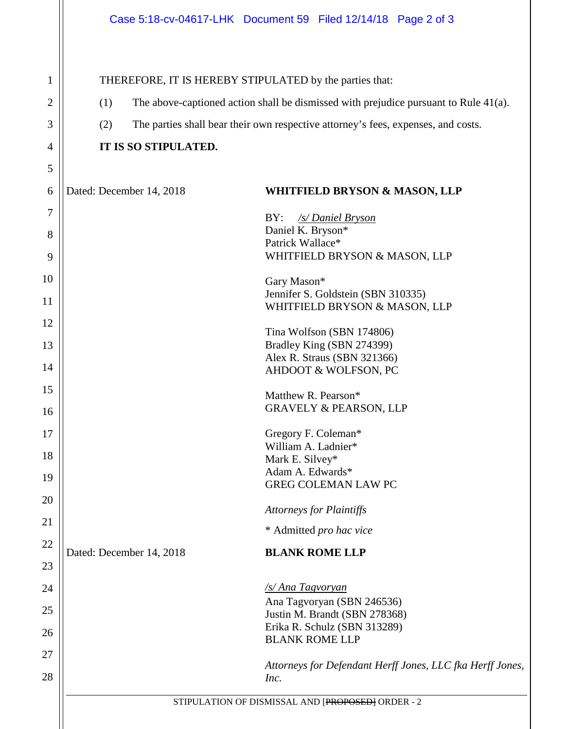THEREFORE, IT IS HEREBY STIPULATED by the parties that:

(1) The above-captioned action shall be dismissed with prejudice pursuant to Rule 41(a).

(2) The parties shall bear their own respective attorney's fees, expenses, and costs.

**IT IS SO STIPULATED.**

Dated: December 14, 2018

**WHITFIELD BRYSON & MASON, LLP**

BY: */s/ Daniel Bryson*
Daniel K. Bryson*
Patrick Wallace*
WHITFIELD BRYSON & MASON, LLP

Gary Mason*
Jennifer S. Goldstein (SBN 310335)
WHITFIELD BRYSON & MASON, LLP

Tina Wolfson (SBN 174806)
Bradley King (SBN 274399)
Alex R. Straus (SBN 321366)
AHDOOT & WOLFSON, PC

Matthew R. Pearson*
GRAVELY & PEARSON, LLP

Gregory F. Coleman*
William A. Ladnier*
Mark E. Silvey*
Adam A. Edwards*
GREG COLEMAN LAW PC

*Attorneys for Plaintiffs*

\* Admitted *pro hac vice*

Dated: December 14, 2018

**BLANK ROME LLP**

*/s/ Ana Tagvoryan*
Ana Tagvoryan (SBN 246536)
Justin M. Brandt (SBN 278368)
Erika R. Schulz (SBN 313289)
BLANK ROME LLP

*Attorneys for Defendant Herff Jones, LLC fka Herff Jones, Inc.*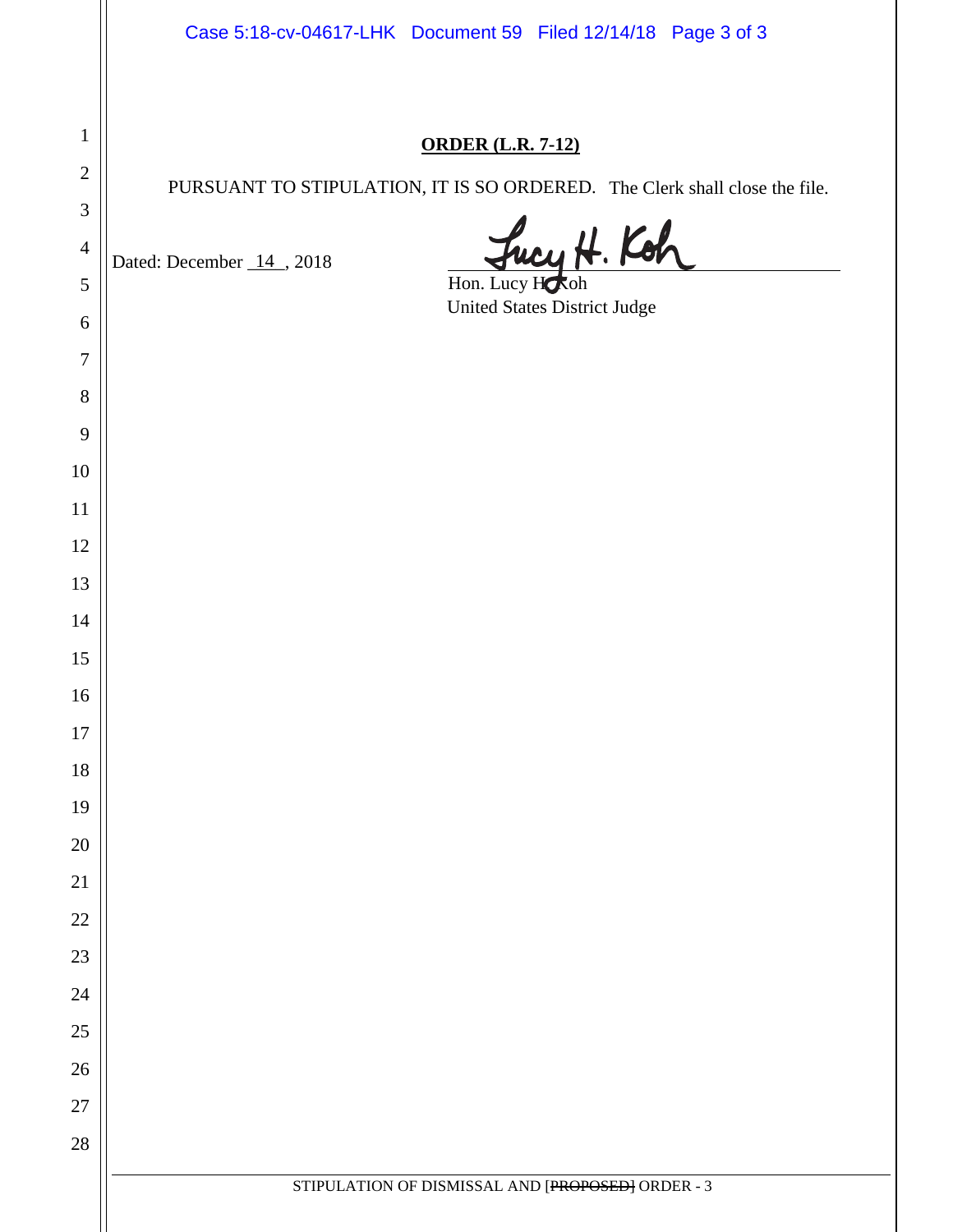**ORDER (L.R. 7-12)**

PURSUANT TO STIPULATION, IT IS SO ORDERED. The Clerk shall close the file.

Dated: December 14, 2018

Lucy H. Koh

Hon. Lucy H. Koh
United States District Judge